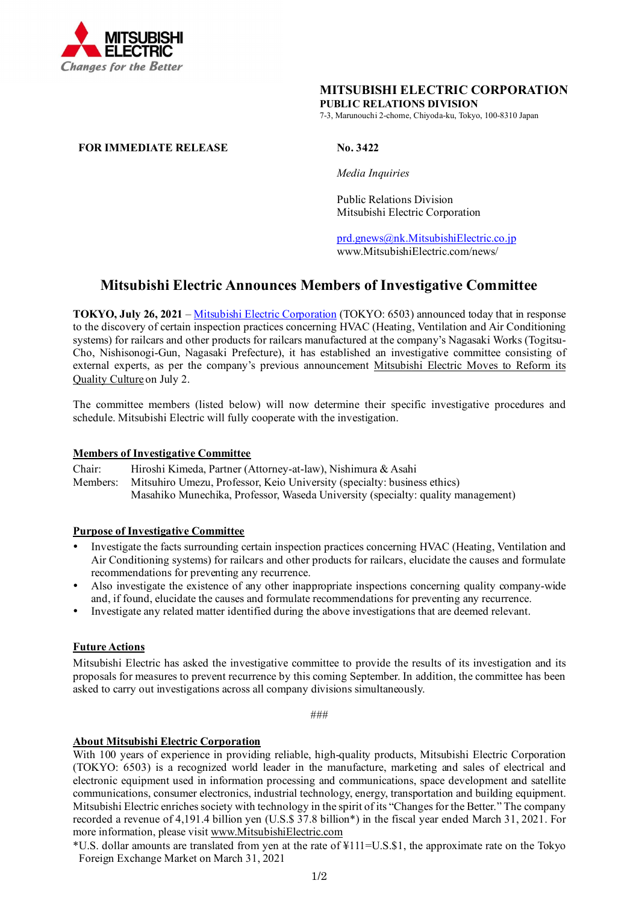MITSUBISHI ELECTRIC
Changes for the Better

**MITSUBISHI ELECTRIC CORPORATION**
**PUBLIC RELATIONS DIVISION**
7-3, Marunouchi 2-chome, Chiyoda-ku, Tokyo, 100-8310 Japan

**FOR IMMEDIATE RELEASE**

**No. 3422**

*Media Inquiries*

Public Relations Division
Mitsubishi Electric Corporation

prd.gnews@nk.MitsubishiElectric.co.jp
www.MitsubishiElectric.com/news/

# Mitsubishi Electric Announces Members of Investigative Committee

**TOKYO, July 26, 2021** – Mitsubishi Electric Corporation (TOKYO: 6503) announced today that in response to the discovery of certain inspection practices concerning HVAC (Heating, Ventilation and Air Conditioning systems) for railcars and other products for railcars manufactured at the company's Nagasaki Works (Togitsu-Cho, Nishisonogi-Gun, Nagasaki Prefecture), it has established an investigative committee consisting of external experts, as per the company's previous announcement Mitsubishi Electric Moves to Reform its Quality Culture on July 2.

The committee members (listed below) will now determine their specific investigative procedures and schedule. Mitsubishi Electric will fully cooperate with the investigation.

## Members of Investigative Committee

Chair: Hiroshi Kimeda, Partner (Attorney-at-law), Nishimura & Asahi
Members: Mitsuhiro Umezu, Professor, Keio University (specialty: business ethics)
Masahiko Munechika, Professor, Waseda University (specialty: quality management)

## Purpose of Investigative Committee

- Investigate the facts surrounding certain inspection practices concerning HVAC (Heating, Ventilation and Air Conditioning systems) for railcars and other products for railcars, elucidate the causes and formulate recommendations for preventing any recurrence.
- Also investigate the existence of any other inappropriate inspections concerning quality company-wide and, if found, elucidate the causes and formulate recommendations for preventing any recurrence.
- Investigate any related matter identified during the above investigations that are deemed relevant.

## Future Actions

Mitsubishi Electric has asked the investigative committee to provide the results of its investigation and its proposals for measures to prevent recurrence by this coming September. In addition, the committee has been asked to carry out investigations across all company divisions simultaneously.

###

## About Mitsubishi Electric Corporation

With 100 years of experience in providing reliable, high-quality products, Mitsubishi Electric Corporation (TOKYO: 6503) is a recognized world leader in the manufacture, marketing and sales of electrical and electronic equipment used in information processing and communications, space development and satellite communications, consumer electronics, industrial technology, energy, transportation and building equipment. Mitsubishi Electric enriches society with technology in the spirit of its "Changes for the Better." The company recorded a revenue of 4,191.4 billion yen (U.S.$ 37.8 billion*) in the fiscal year ended March 31, 2021. For more information, please visit www.MitsubishiElectric.com

*U.S. dollar amounts are translated from yen at the rate of ¥111=U.S.$1, the approximate rate on the Tokyo Foreign Exchange Market on March 31, 2021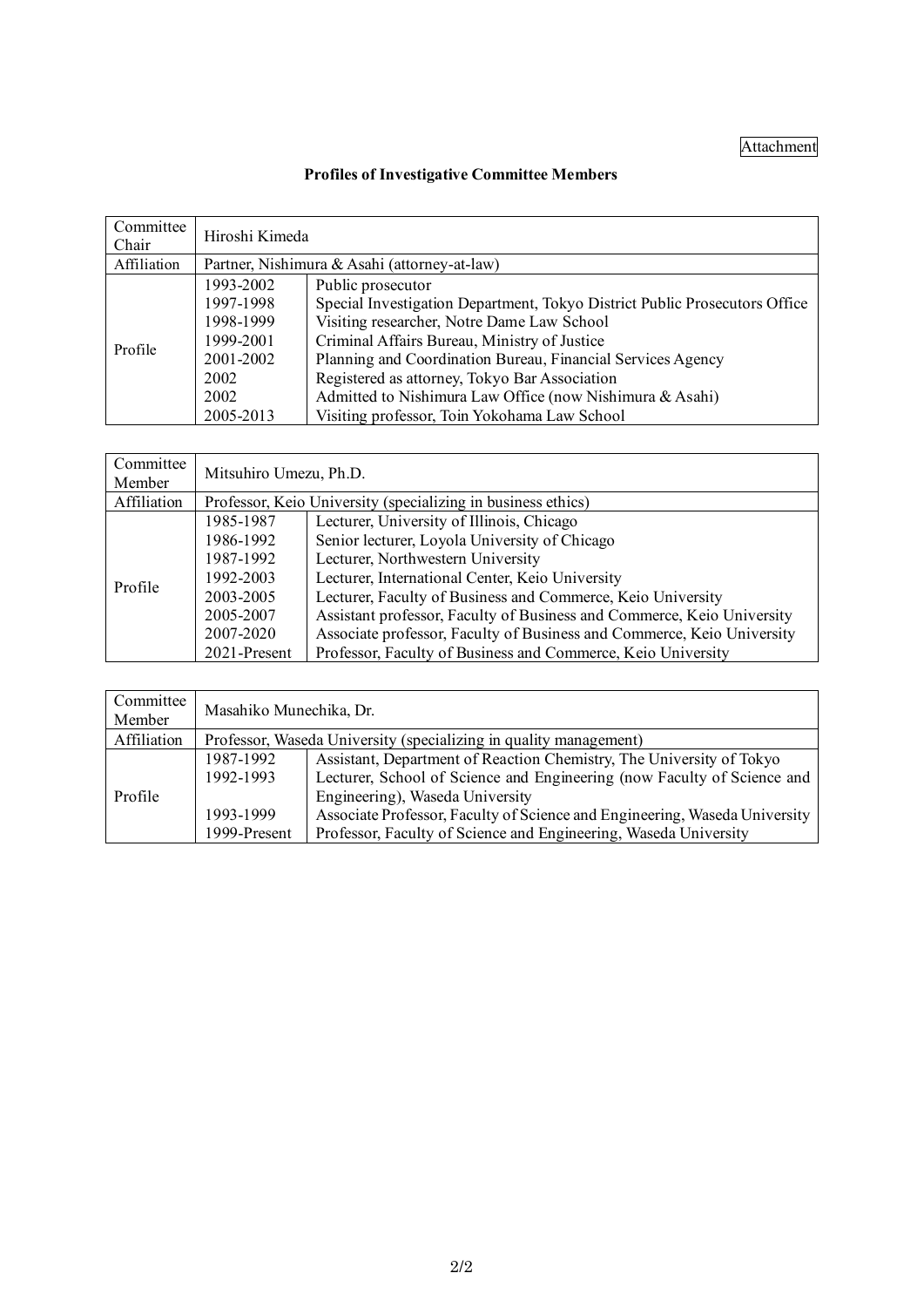Attachment

**Profiles of Investigative Committee Members**

| | | |
|---|---|---|
| Committee Chair | Hiroshi Kimeda | |
| Affiliation | Partner, Nishimura & Asahi (attorney-at-law) | |
| Profile | 1993-2002 | Public prosecutor |
| | 1997-1998 | Special Investigation Department, Tokyo District Public Prosecutors Office |
| | 1998-1999 | Visiting researcher, Notre Dame Law School |
| | 1999-2001 | Criminal Affairs Bureau, Ministry of Justice |
| | 2001-2002 | Planning and Coordination Bureau, Financial Services Agency |
| | 2002 | Registered as attorney, Tokyo Bar Association |
| | 2002 | Admitted to Nishimura Law Office (now Nishimura & Asahi) |
| | 2005-2013 | Visiting professor, Toin Yokohama Law School |

| | | |
|---|---|---|
| Committee Member | Mitsuhiro Umezu, Ph.D. | |
| Affiliation | Professor, Keio University (specializing in business ethics) | |
| Profile | 1985-1987 | Lecturer, University of Illinois, Chicago |
| | 1986-1992 | Senior lecturer, Loyola University of Chicago |
| | 1987-1992 | Lecturer, Northwestern University |
| | 1992-2003 | Lecturer, International Center, Keio University |
| | 2003-2005 | Lecturer, Faculty of Business and Commerce, Keio University |
| | 2005-2007 | Assistant professor, Faculty of Business and Commerce, Keio University |
| | 2007-2020 | Associate professor, Faculty of Business and Commerce, Keio University |
| | 2021-Present | Professor, Faculty of Business and Commerce, Keio University |

| | | |
|---|---|---|
| Committee Member | Masahiko Munechika, Dr. | |
| Affiliation | Professor, Waseda University (specializing in quality management) | |
| Profile | 1987-1992 | Assistant, Department of Reaction Chemistry, The University of Tokyo |
| | 1992-1993 | Lecturer, School of Science and Engineering (now Faculty of Science and Engineering), Waseda University |
| | 1993-1999 | Associate Professor, Faculty of Science and Engineering, Waseda University |
| | 1999-Present | Professor, Faculty of Science and Engineering, Waseda University |